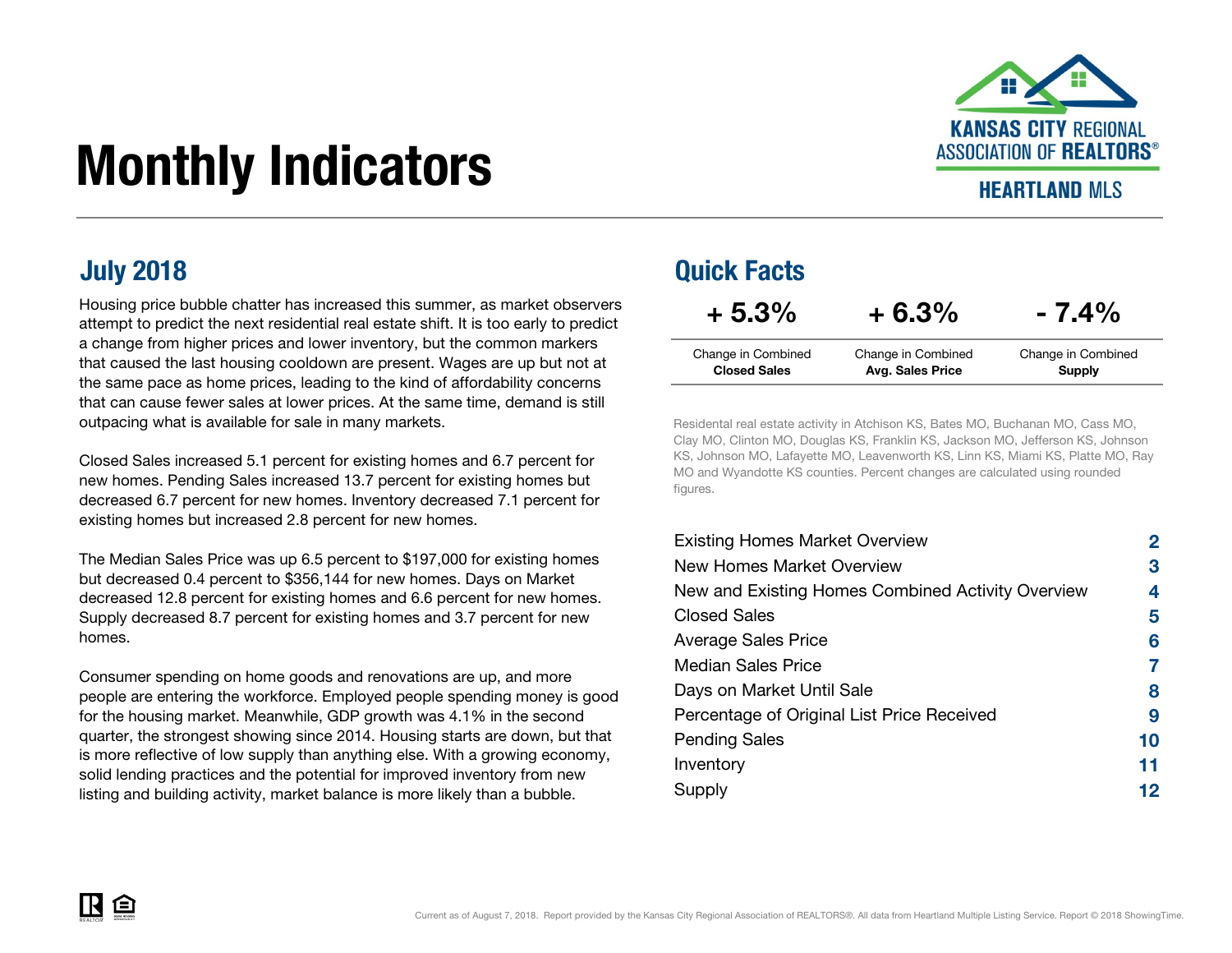# Monthly Indicators

KANSAS CITY REGIONAL ASSOCIATION OF REALTORS®

HEARTLAND MLS

## July 2018

Housing price bubble chatter has increased this summer, as market observers attempt to predict the next residential real estate shift. It is too early to predict a change from higher prices and lower inventory, but the common markers that caused the last housing cooldown are present. Wages are up but not at the same pace as home prices, leading to the kind of affordability concerns that can cause fewer sales at lower prices. At the same time, demand is still outpacing what is available for sale in many markets.

Closed Sales increased 5.1 percent for existing homes and 6.7 percent for new homes. Pending Sales increased 13.7 percent for existing homes but decreased 6.7 percent for new homes. Inventory decreased 7.1 percent for existing homes but increased 2.8 percent for new homes.

The Median Sales Price was up 6.5 percent to $197,000 for existing homes but decreased 0.4 percent to $356,144 for new homes. Days on Market decreased 12.8 percent for existing homes and 6.6 percent for new homes. Supply decreased 8.7 percent for existing homes and 3.7 percent for new homes.

Consumer spending on home goods and renovations are up, and more people are entering the workforce. Employed people spending money is good for the housing market. Meanwhile, GDP growth was 4.1% in the second quarter, the strongest showing since 2014. Housing starts are down, but that is more reflective of low supply than anything else. With a growing economy, solid lending practices and the potential for improved inventory from new listing and building activity, market balance is more likely than a bubble.

## Quick Facts

| + 5.3% | + 6.3% | - 7.4% |
|---|---|---|
| Change in Combined **Closed Sales** | Change in Combined **Avg. Sales Price** | Change in Combined **Supply** |

Residental real estate activity in Atchison KS, Bates MO, Buchanan MO, Cass MO, Clay MO, Clinton MO, Douglas KS, Franklin KS, Jackson MO, Jefferson KS, Johnson KS, Johnson MO, Lafayette MO, Leavenworth KS, Linn KS, Miami KS, Platte MO, Ray MO and Wyandotte KS counties. Percent changes are calculated using rounded figures.

| | |
|---|---|
| Existing Homes Market Overview | 2 |
| New Homes Market Overview | 3 |
| New and Existing Homes Combined Activity Overview | 4 |
| Closed Sales | 5 |
| Average Sales Price | 6 |
| Median Sales Price | 7 |
| Days on Market Until Sale | 8 |
| Percentage of Original List Price Received | 9 |
| Pending Sales | 10 |
| Inventory | 11 |
| Supply | 12 |

Current as of August 7, 2018. Report provided by the Kansas City Regional Association of REALTORS®. All data from Heartland Multiple Listing Service. Report © 2018 ShowingTime.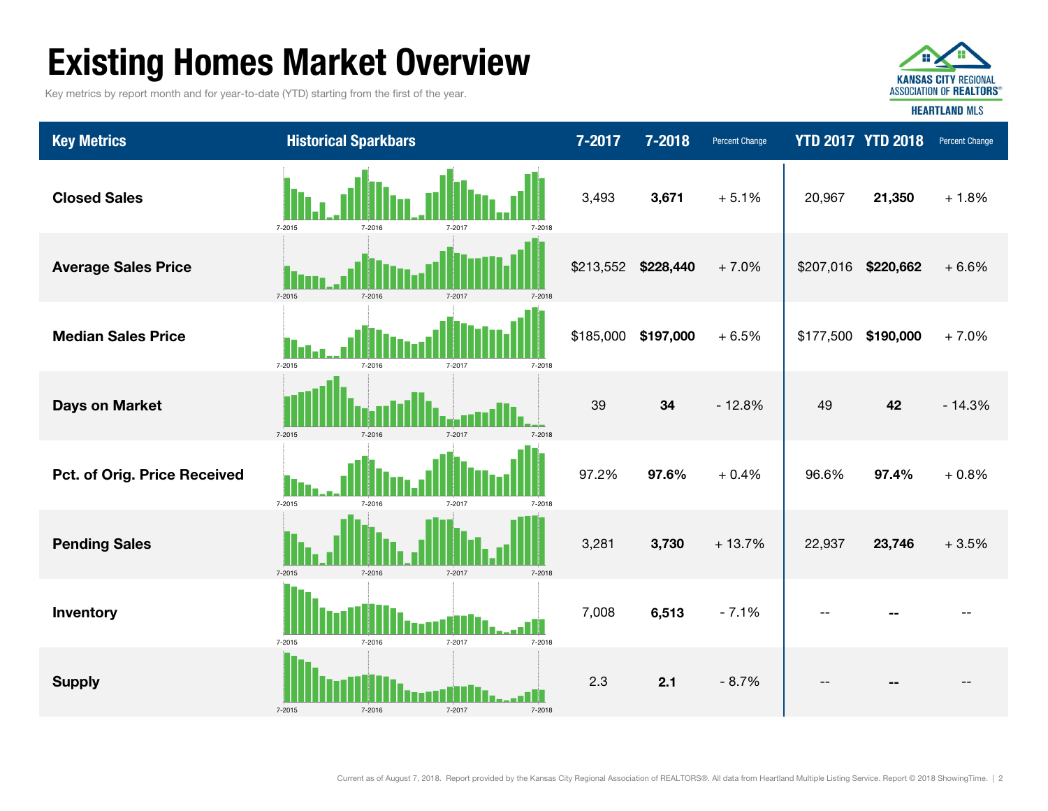# Existing Homes Market Overview

Key metrics by report month and for year-to-date (YTD) starting from the first of the year.

| Key Metrics | Historical Sparkbars | 7-2017 | 7-2018 | Percent Change | YTD 2017 | YTD 2018 | Percent Change |
|---|---|---|---|---|---|---|---|
| Closed Sales | 7-2015 7-2016 7-2017 7-2018 | 3,493 | **3,671** | + 5.1% | 20,967 | **21,350** | + 1.8% |
| Average Sales Price | 7-2015 7-2016 7-2017 7-2018 | $213,552 | **$228,440** | + 7.0% | $207,016 | **$220,662** | + 6.6% |
| Median Sales Price | 7-2015 7-2016 7-2017 7-2018 | $185,000 | **$197,000** | + 6.5% | $177,500 | **$190,000** | + 7.0% |
| Days on Market | 7-2015 7-2016 7-2017 7-2018 | 39 | **34** | - 12.8% | 49 | **42** | - 14.3% |
| Pct. of Orig. Price Received | 7-2015 7-2016 7-2017 7-2018 | 97.2% | **97.6%** | + 0.4% | 96.6% | **97.4%** | + 0.8% |
| Pending Sales | 7-2015 7-2016 7-2017 7-2018 | 3,281 | **3,730** | + 13.7% | 22,937 | **23,746** | + 3.5% |
| Inventory | 7-2015 7-2016 7-2017 7-2018 | 7,008 | **6,513** | - 7.1% | -- | **--** | -- |
| Supply | 7-2015 7-2016 7-2017 7-2018 | 2.3 | **2.1** | - 8.7% | -- | **--** | -- |

Current as of August 7, 2018. Report provided by the Kansas City Regional Association of REALTORS®. All data from Heartland Multiple Listing Service. Report © 2018 ShowingTime.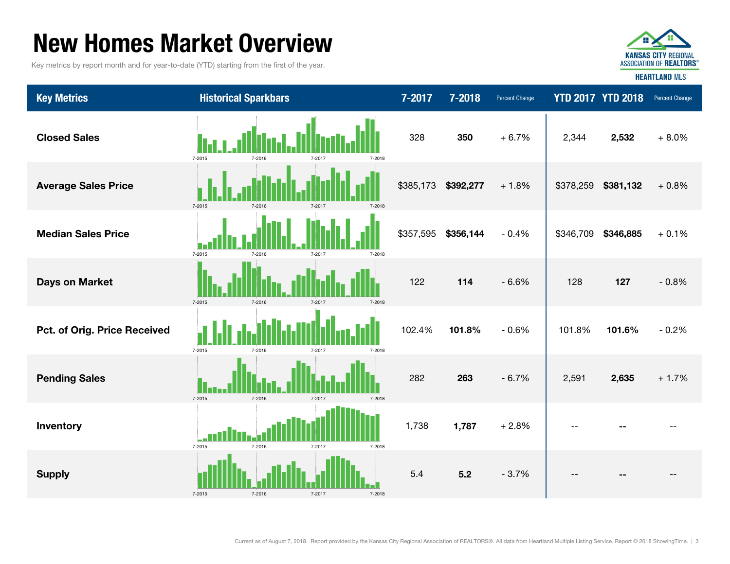# New Homes Market Overview

Key metrics by report month and for year-to-date (YTD) starting from the first of the year.

| Key Metrics | Historical Sparkbars | 7-2017 | 7-2018 | Percent Change | YTD 2017 | YTD 2018 | Percent Change |
|---|---|---|---|---|---|---|---|
| **Closed Sales** | 7-2015 7-2016 7-2017 7-2018 | 328 | **350** | + 6.7% | 2,344 | **2,532** | + 8.0% |
| **Average Sales Price** | 7-2015 7-2016 7-2017 7-2018 | $385,173 | **$392,277** | + 1.8% | $378,259 | **$381,132** | + 0.8% |
| **Median Sales Price** | 7-2015 7-2016 7-2017 7-2018 | $357,595 | **$356,144** | - 0.4% | $346,709 | **$346,885** | + 0.1% |
| **Days on Market** | 7-2015 7-2016 7-2017 7-2018 | 122 | **114** | - 6.6% | 128 | **127** | - 0.8% |
| **Pct. of Orig. Price Received** | 7-2015 7-2016 7-2017 7-2018 | 102.4% | **101.8%** | - 0.6% | 101.8% | **101.6%** | - 0.2% |
| **Pending Sales** | 7-2015 7-2016 7-2017 7-2018 | 282 | **263** | - 6.7% | 2,591 | **2,635** | + 1.7% |
| **Inventory** | 7-2015 7-2016 7-2017 7-2018 | 1,738 | **1,787** | + 2.8% | -- | **--** | -- |
| **Supply** | 7-2015 7-2016 7-2017 7-2018 | 5.4 | **5.2** | - 3.7% | -- | **--** | -- |

Current as of August 7, 2018. Report provided by the Kansas City Regional Association of REALTORS®. All data from Heartland Multiple Listing Service. Report © 2018 ShowingTime.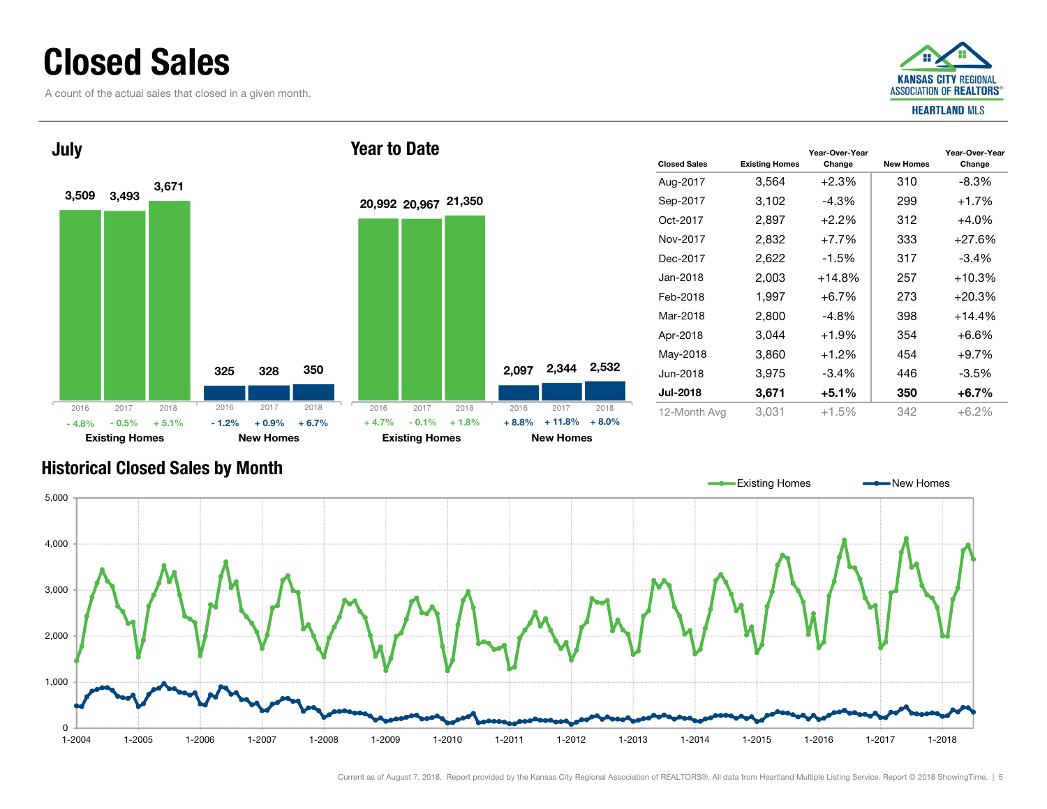# Closed Sales

A count of the actual sales that closed in a given month.

## July

| | 2016 | 2017 | 2018 |
|---|---|---|---|
| Existing Homes | 3,509 | 3,493 | 3,671 |
| Change | - 4.8% | - 0.5% | + 5.1% |
| New Homes | 325 | 328 | 350 |
| Change | - 1.2% | + 0.9% | + 6.7% |

## Year to Date

| | 2016 | 2017 | 2018 |
|---|---|---|---|
| Existing Homes | 20,992 | 20,967 | 21,350 |
| Change | + 4.7% | - 0.1% | + 1.8% |
| New Homes | 2,097 | 2,344 | 2,532 |
| Change | + 8.8% | + 11.8% | + 8.0% |

| Closed Sales | Existing Homes | Year-Over-Year Change | New Homes | Year-Over-Year Change |
|---|---|---|---|---|
| Aug-2017 | 3,564 | +2.3% | 310 | -8.3% |
| Sep-2017 | 3,102 | -4.3% | 299 | +1.7% |
| Oct-2017 | 2,897 | +2.2% | 312 | +4.0% |
| Nov-2017 | 2,832 | +7.7% | 333 | +27.6% |
| Dec-2017 | 2,622 | -1.5% | 317 | -3.4% |
| Jan-2018 | 2,003 | +14.8% | 257 | +10.3% |
| Feb-2018 | 1,997 | +6.7% | 273 | +20.3% |
| Mar-2018 | 2,800 | -4.8% | 398 | +14.4% |
| Apr-2018 | 3,044 | +1.9% | 354 | +6.6% |
| May-2018 | 3,860 | +1.2% | 454 | +9.7% |
| Jun-2018 | 3,975 | -3.4% | 446 | -3.5% |
| **Jul-2018** | **3,671** | **+5.1%** | **350** | **+6.7%** |
| 12-Month Avg | 3,031 | +1.5% | 342 | +6.2% |

## Historical Closed Sales by Month

Existing Homes — New Homes

Current as of August 7, 2018. Report provided by the Kansas City Regional Association of REALTORS®. All data from Heartland Multiple Listing Service. Report © 2018 ShowingTime.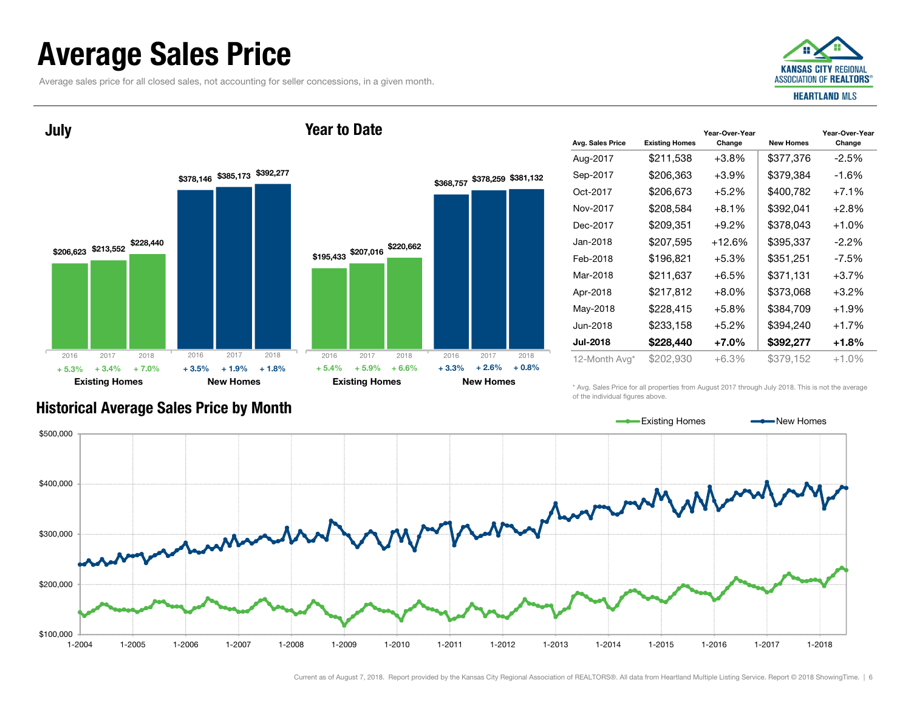# Average Sales Price

Average sales price for all closed sales, not accounting for seller concessions, in a given month.

KANSAS CITY REGIONAL ASSOCIATION OF REALTORS® HEARTLAND MLS

## July

| | 2016 | 2017 | 2018 |
|---|---|---|---|
| Existing Homes | $206,623 | $213,552 | $228,440 |
| Change | + 5.3% | + 3.4% | + 7.0% |
| New Homes | $378,146 | $385,173 | $392,277 |
| Change | + 3.5% | + 1.9% | + 1.8% |

## Year to Date

| | 2016 | 2017 | 2018 |
|---|---|---|---|
| Existing Homes | $195,433 | $207,016 | $220,662 |
| Change | + 5.4% | + 5.9% | + 6.6% |
| New Homes | $368,757 | $378,259 | $381,132 |
| Change | + 3.3% | + 2.6% | + 0.8% |

| Avg. Sales Price | Existing Homes | Year-Over-Year Change | New Homes | Year-Over-Year Change |
|---|---|---|---|---|
| Aug-2017 | $211,538 | +3.8% | $377,376 | -2.5% |
| Sep-2017 | $206,363 | +3.9% | $379,384 | -1.6% |
| Oct-2017 | $206,673 | +5.2% | $400,782 | +7.1% |
| Nov-2017 | $208,584 | +8.1% | $392,041 | +2.8% |
| Dec-2017 | $209,351 | +9.2% | $378,043 | +1.0% |
| Jan-2018 | $207,595 | +12.6% | $395,337 | -2.2% |
| Feb-2018 | $196,821 | +5.3% | $351,251 | -7.5% |
| Mar-2018 | $211,637 | +6.5% | $371,131 | +3.7% |
| Apr-2018 | $217,812 | +8.0% | $373,068 | +3.2% |
| May-2018 | $228,415 | +5.8% | $384,709 | +1.9% |
| Jun-2018 | $233,158 | +5.2% | $394,240 | +1.7% |
| **Jul-2018** | **$228,440** | **+7.0%** | **$392,277** | **+1.8%** |
| 12-Month Avg* | $202,930 | +6.3% | $379,152 | +1.0% |

\* Avg. Sales Price for all properties from August 2017 through July 2018. This is not the average of the individual figures above.

## Historical Average Sales Price by Month

Existing Homes — New Homes

$500,000, $400,000, $300,000, $200,000, $100,000

1-2004, 1-2005, 1-2006, 1-2007, 1-2008, 1-2009, 1-2010, 1-2011, 1-2012, 1-2013, 1-2014, 1-2015, 1-2016, 1-2017, 1-2018

Current as of August 7, 2018. Report provided by the Kansas City Regional Association of REALTORS®. All data from Heartland Multiple Listing Service. Report © 2018 ShowingTime.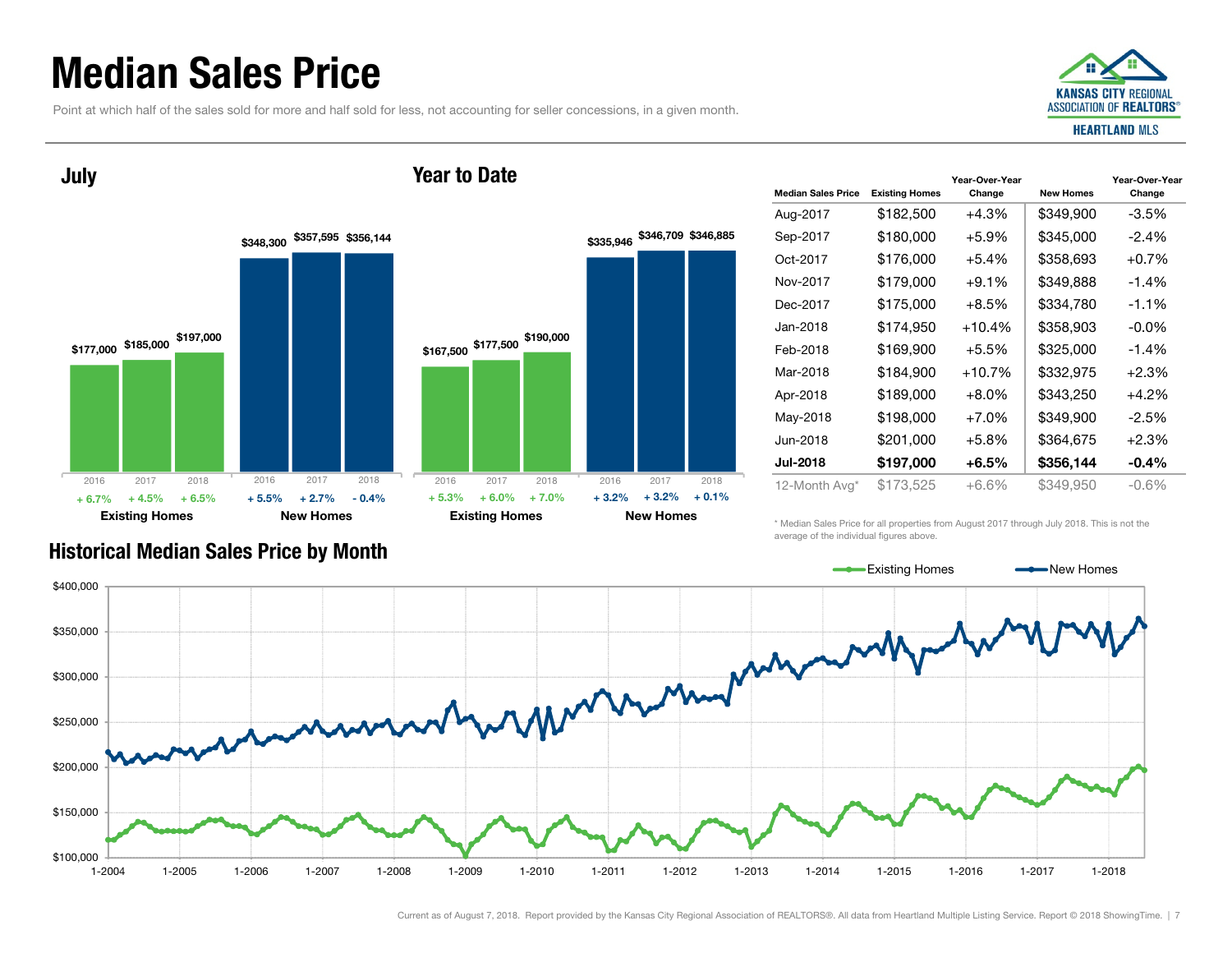# Median Sales Price

Point at which half of the sales sold for more and half sold for less, not accounting for seller concessions, in a given month.

## July

| | 2016 | 2017 | 2018 |
|---|---|---|---|
| Existing Homes | $177,000 | $185,000 | $197,000 |
| | + 6.7% | + 4.5% | + 6.5% |
| New Homes | $348,300 | $357,595 | $356,144 |
| | + 5.5% | + 2.7% | - 0.4% |

## Year to Date

| | 2016 | 2017 | 2018 |
|---|---|---|---|
| Existing Homes | $167,500 | $177,500 | $190,000 |
| | + 5.3% | + 6.0% | + 7.0% |
| New Homes | $335,946 | $346,709 | $346,885 |
| | + 3.2% | + 3.2% | + 0.1% |

| Median Sales Price | Existing Homes | Year-Over-Year Change | New Homes | Year-Over-Year Change |
|---|---|---|---|---|
| Aug-2017 | $182,500 | +4.3% | $349,900 | -3.5% |
| Sep-2017 | $180,000 | +5.9% | $345,000 | -2.4% |
| Oct-2017 | $176,000 | +5.4% | $358,693 | +0.7% |
| Nov-2017 | $179,000 | +9.1% | $349,888 | -1.4% |
| Dec-2017 | $175,000 | +8.5% | $334,780 | -1.1% |
| Jan-2018 | $174,950 | +10.4% | $358,903 | -0.0% |
| Feb-2018 | $169,900 | +5.5% | $325,000 | -1.4% |
| Mar-2018 | $184,900 | +10.7% | $332,975 | +2.3% |
| Apr-2018 | $189,000 | +8.0% | $343,250 | +4.2% |
| May-2018 | $198,000 | +7.0% | $349,900 | -2.5% |
| Jun-2018 | $201,000 | +5.8% | $364,675 | +2.3% |
| **Jul-2018** | **$197,000** | **+6.5%** | **$356,144** | **-0.4%** |
| 12-Month Avg* | $173,525 | +6.6% | $349,950 | -0.6% |

\* Median Sales Price for all properties from August 2017 through July 2018. This is not the average of the individual figures above.

## Historical Median Sales Price by Month

Current as of August 7, 2018. Report provided by the Kansas City Regional Association of REALTORS®. All data from Heartland Multiple Listing Service. Report © 2018 ShowingTime.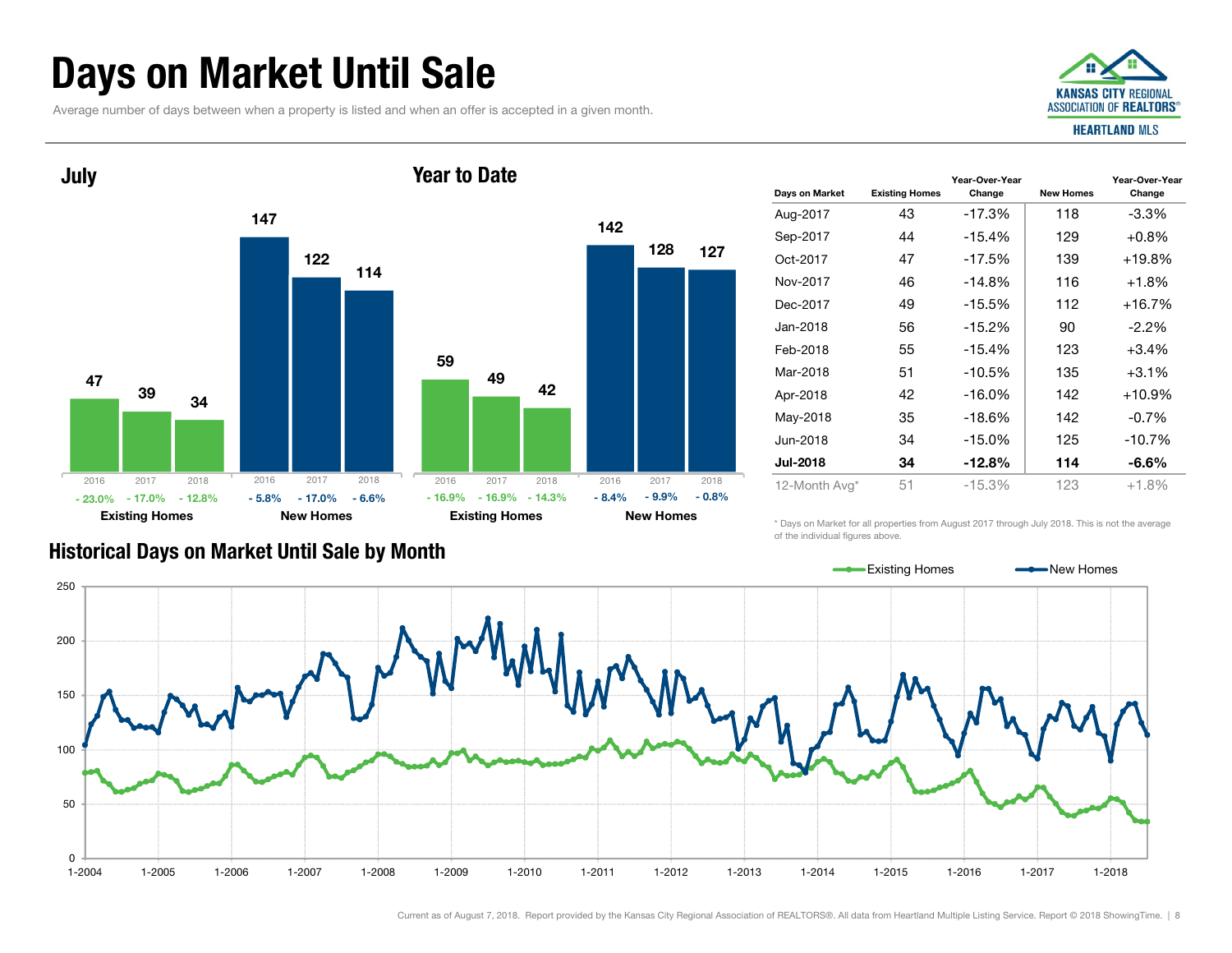# Days on Market Until Sale

Average number of days between when a property is listed and when an offer is accepted in a given month.

## July

| | 2016 | 2017 | 2018 |
|---|---|---|---|
| Existing Homes | 47 | 39 | 34 |
| | - 23.0% | - 17.0% | - 12.8% |
| New Homes | 147 | 122 | 114 |
| | - 5.8% | - 17.0% | - 6.6% |

## Year to Date

| | 2016 | 2017 | 2018 |
|---|---|---|---|
| Existing Homes | 59 | 49 | 42 |
| | - 16.9% | - 16.9% | - 14.3% |
| New Homes | 142 | 128 | 127 |
| | - 8.4% | - 9.9% | - 0.8% |

| Days on Market | Existing Homes | Year-Over-Year Change | New Homes | Year-Over-Year Change |
|---|---|---|---|---|
| Aug-2017 | 43 | -17.3% | 118 | -3.3% |
| Sep-2017 | 44 | -15.4% | 129 | +0.8% |
| Oct-2017 | 47 | -17.5% | 139 | +19.8% |
| Nov-2017 | 46 | -14.8% | 116 | +1.8% |
| Dec-2017 | 49 | -15.5% | 112 | +16.7% |
| Jan-2018 | 56 | -15.2% | 90 | -2.2% |
| Feb-2018 | 55 | -15.4% | 123 | +3.4% |
| Mar-2018 | 51 | -10.5% | 135 | +3.1% |
| Apr-2018 | 42 | -16.0% | 142 | +10.9% |
| May-2018 | 35 | -18.6% | 142 | -0.7% |
| Jun-2018 | 34 | -15.0% | 125 | -10.7% |
| **Jul-2018** | **34** | **-12.8%** | **114** | **-6.6%** |
| 12-Month Avg* | 51 | -15.3% | 123 | +1.8% |

\* Days on Market for all properties from August 2017 through July 2018. This is not the average of the individual figures above.

## Historical Days on Market Until Sale by Month

Existing Homes — New Homes

Current as of August 7, 2018. Report provided by the Kansas City Regional Association of REALTORS®. All data from Heartland Multiple Listing Service. Report © 2018 ShowingTime.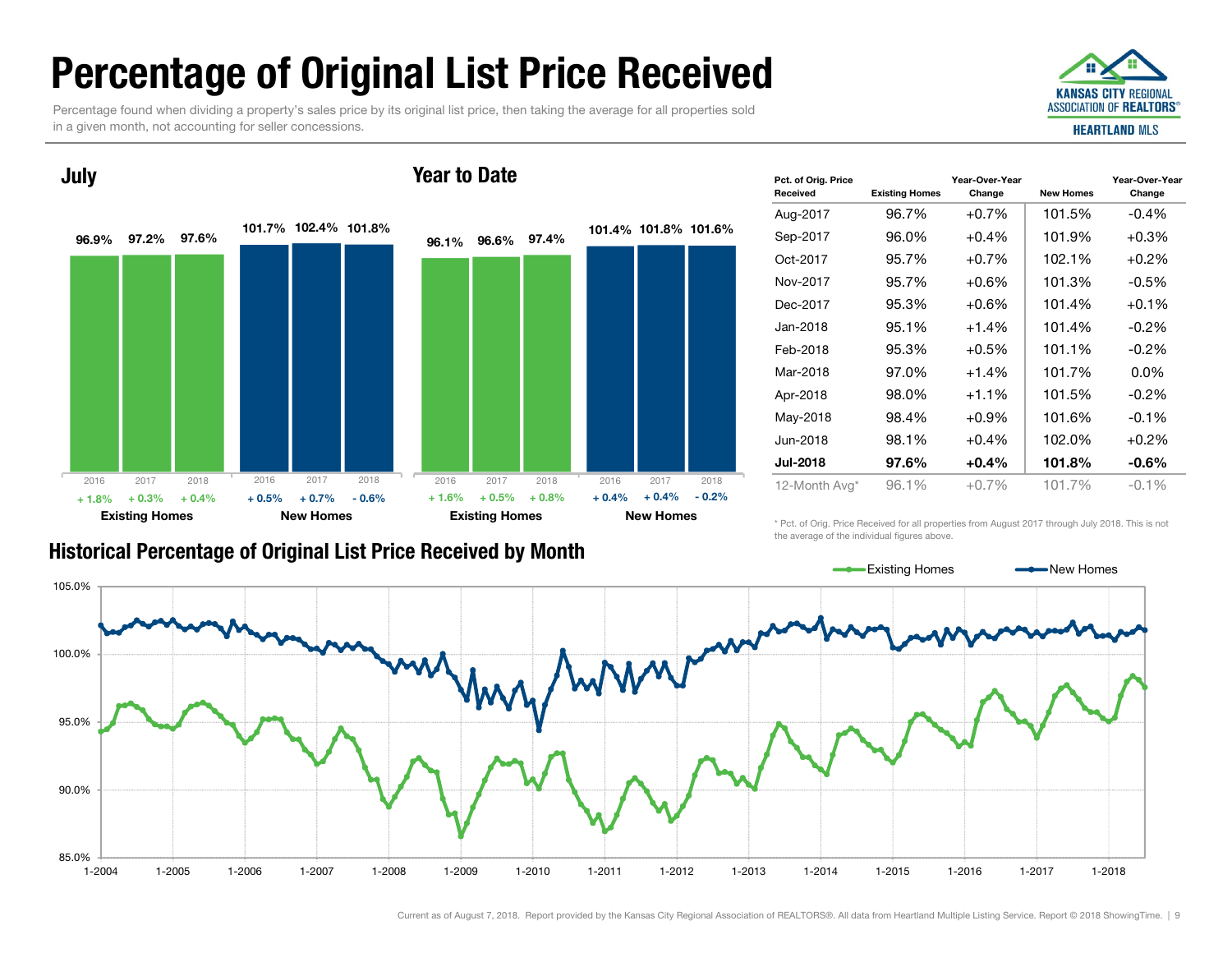# Percentage of Original List Price Received

Percentage found when dividing a property's sales price by its original list price, then taking the average for all properties sold in a given month, not accounting for seller concessions.

## July

| | 2016 | 2017 | 2018 |
|---|---|---|---|
| Existing Homes | 96.9% (+ 1.8%) | 97.2% (+ 0.3%) | 97.6% (+ 0.4%) |
| New Homes | 101.7% (+ 0.5%) | 102.4% (+ 0.7%) | 101.8% (- 0.6%) |

## Year to Date

| | 2016 | 2017 | 2018 |
|---|---|---|---|
| Existing Homes | 96.1% (+ 1.6%) | 96.6% (+ 0.5%) | 97.4% (+ 0.8%) |
| New Homes | 101.4% (+ 0.4%) | 101.8% (+ 0.4%) | 101.6% (- 0.2%) |

| Pct. of Orig. Price Received | Existing Homes | Year-Over-Year Change | New Homes | Year-Over-Year Change |
|---|---|---|---|---|
| Aug-2017 | 96.7% | +0.7% | 101.5% | -0.4% |
| Sep-2017 | 96.0% | +0.4% | 101.9% | +0.3% |
| Oct-2017 | 95.7% | +0.7% | 102.1% | +0.2% |
| Nov-2017 | 95.7% | +0.6% | 101.3% | -0.5% |
| Dec-2017 | 95.3% | +0.6% | 101.4% | +0.1% |
| Jan-2018 | 95.1% | +1.4% | 101.4% | -0.2% |
| Feb-2018 | 95.3% | +0.5% | 101.1% | -0.2% |
| Mar-2018 | 97.0% | +1.4% | 101.7% | 0.0% |
| Apr-2018 | 98.0% | +1.1% | 101.5% | -0.2% |
| May-2018 | 98.4% | +0.9% | 101.6% | -0.1% |
| Jun-2018 | 98.1% | +0.4% | 102.0% | +0.2% |
| **Jul-2018** | **97.6%** | **+0.4%** | **101.8%** | **-0.6%** |
| 12-Month Avg* | 96.1% | +0.7% | 101.7% | -0.1% |

\* Pct. of Orig. Price Received for all properties from August 2017 through July 2018. This is not the average of the individual figures above.

## Historical Percentage of Original List Price Received by Month

Existing Homes — New Homes

105.0% | 100.0% | 95.0% | 90.0% | 85.0%

1-2004 | 1-2005 | 1-2006 | 1-2007 | 1-2008 | 1-2009 | 1-2010 | 1-2011 | 1-2012 | 1-2013 | 1-2014 | 1-2015 | 1-2016 | 1-2017 | 1-2018

Current as of August 7, 2018. Report provided by the Kansas City Regional Association of REALTORS®. All data from Heartland Multiple Listing Service. Report © 2018 ShowingTime.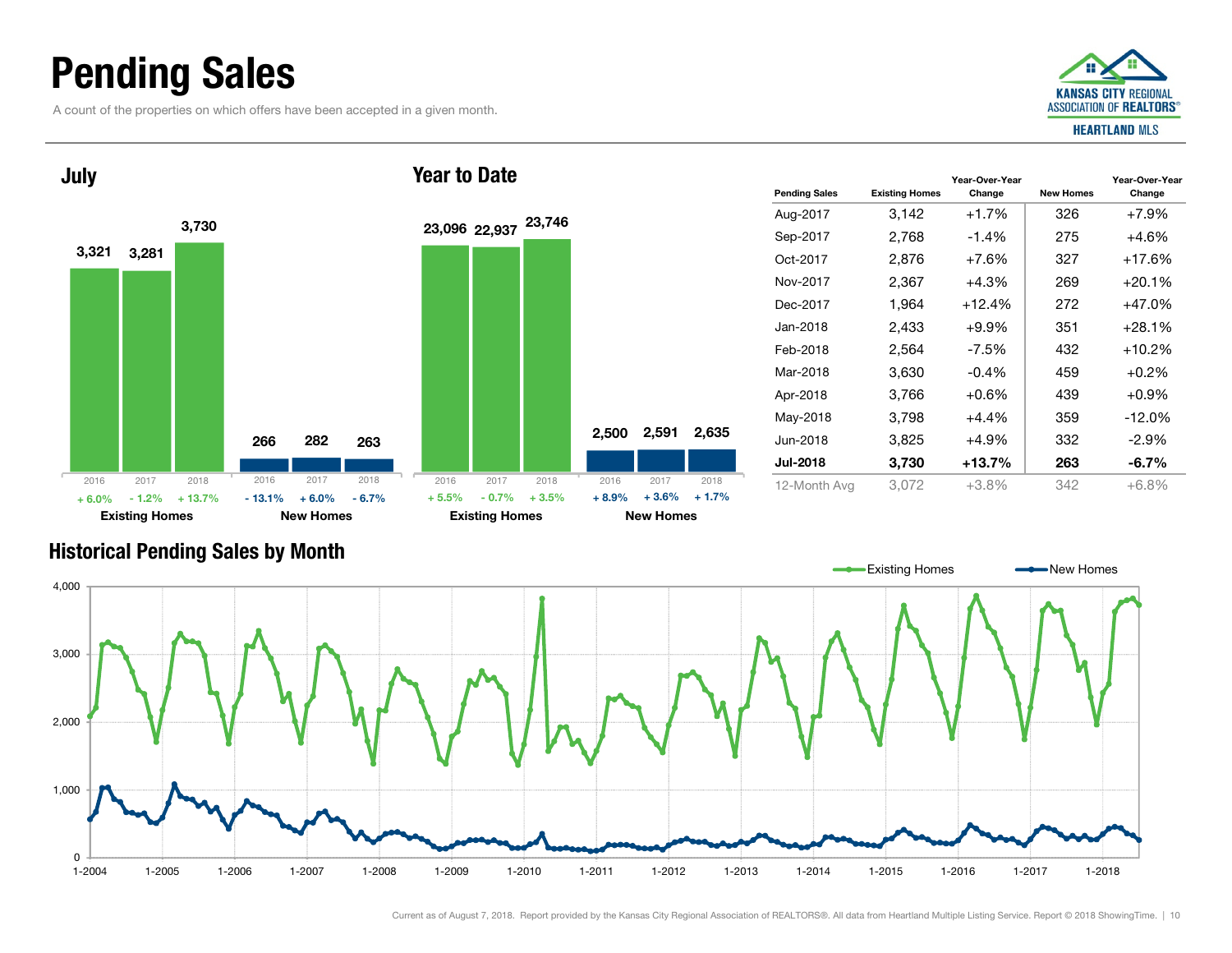# Pending Sales

A count of the properties on which offers have been accepted in a given month.

## July

| | 2016 | 2017 | 2018 |
|---|---|---|---|
| Existing Homes | 3,321 | 3,281 | 3,730 |
| Change | + 6.0% | - 1.2% | + 13.7% |
| New Homes | 266 | 282 | 263 |
| Change | - 13.1% | + 6.0% | - 6.7% |

## Year to Date

| | 2016 | 2017 | 2018 |
|---|---|---|---|
| Existing Homes | 23,096 | 22,937 | 23,746 |
| Change | + 5.5% | - 0.7% | + 3.5% |
| New Homes | 2,500 | 2,591 | 2,635 |
| Change | + 8.9% | + 3.6% | + 1.7% |

| Pending Sales | Existing Homes | Year-Over-Year Change | New Homes | Year-Over-Year Change |
|---|---|---|---|---|
| Aug-2017 | 3,142 | +1.7% | 326 | +7.9% |
| Sep-2017 | 2,768 | -1.4% | 275 | +4.6% |
| Oct-2017 | 2,876 | +7.6% | 327 | +17.6% |
| Nov-2017 | 2,367 | +4.3% | 269 | +20.1% |
| Dec-2017 | 1,964 | +12.4% | 272 | +47.0% |
| Jan-2018 | 2,433 | +9.9% | 351 | +28.1% |
| Feb-2018 | 2,564 | -7.5% | 432 | +10.2% |
| Mar-2018 | 3,630 | -0.4% | 459 | +0.2% |
| Apr-2018 | 3,766 | +0.6% | 439 | +0.9% |
| May-2018 | 3,798 | +4.4% | 359 | -12.0% |
| Jun-2018 | 3,825 | +4.9% | 332 | -2.9% |
| **Jul-2018** | **3,730** | **+13.7%** | **263** | **-6.7%** |
| 12-Month Avg | 3,072 | +3.8% | 342 | +6.8% |

## Historical Pending Sales by Month

Existing Homes · New Homes

Current as of August 7, 2018. Report provided by the Kansas City Regional Association of REALTORS®. All data from Heartland Multiple Listing Service. Report © 2018 ShowingTime.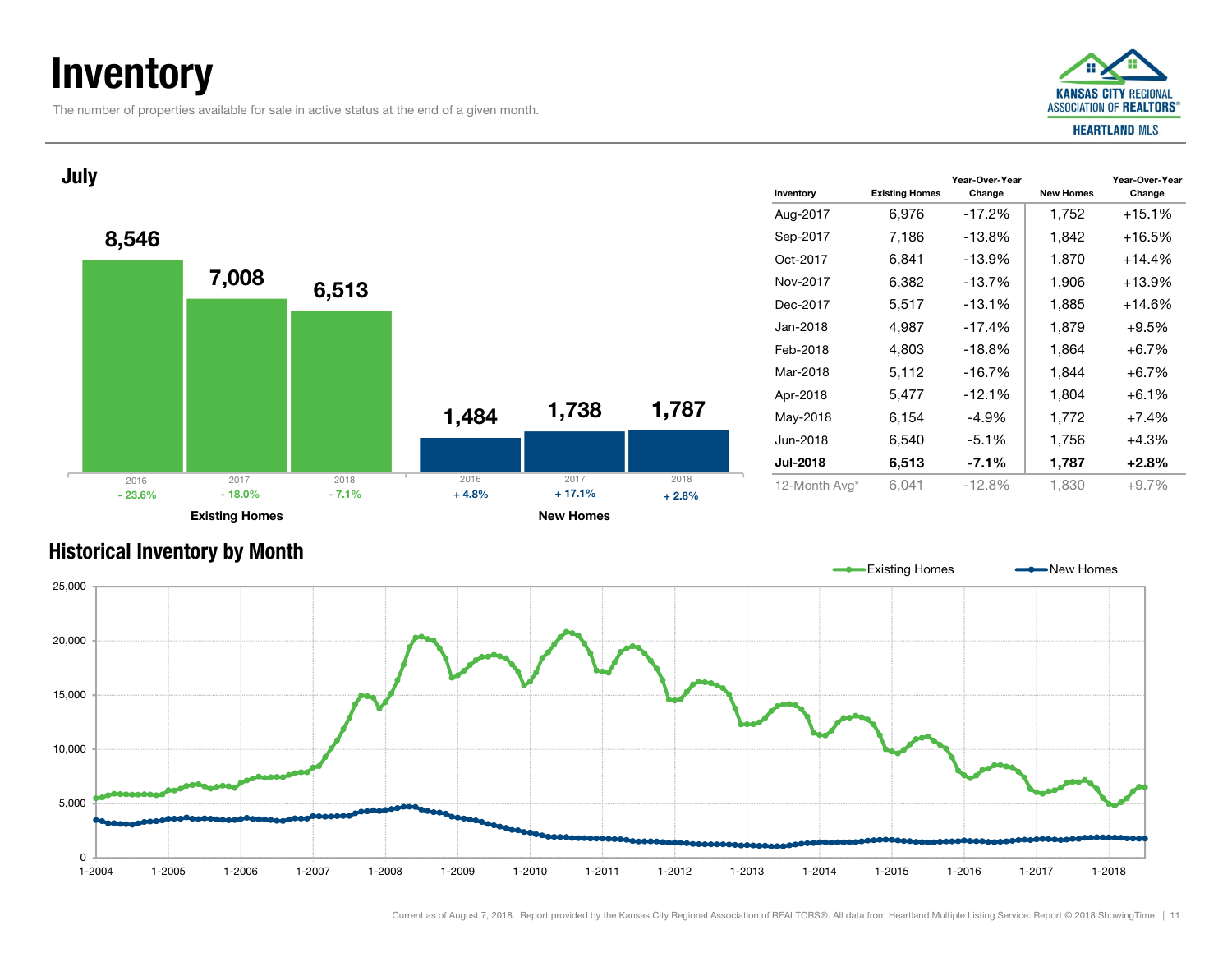# Inventory

The number of properties available for sale in active status at the end of a given month.

## July

| | 2016 | 2017 | 2018 |
|---|---|---|---|
| Existing Homes | 8,546 | 7,008 | 6,513 |
| Change | - 23.6% | - 18.0% | - 7.1% |
| New Homes | 1,484 | 1,738 | 1,787 |
| Change | + 4.8% | + 17.1% | + 2.8% |

| Inventory | Existing Homes | Year-Over-Year Change | New Homes | Year-Over-Year Change |
|---|---|---|---|---|
| Aug-2017 | 6,976 | -17.2% | 1,752 | +15.1% |
| Sep-2017 | 7,186 | -13.8% | 1,842 | +16.5% |
| Oct-2017 | 6,841 | -13.9% | 1,870 | +14.4% |
| Nov-2017 | 6,382 | -13.7% | 1,906 | +13.9% |
| Dec-2017 | 5,517 | -13.1% | 1,885 | +14.6% |
| Jan-2018 | 4,987 | -17.4% | 1,879 | +9.5% |
| Feb-2018 | 4,803 | -18.8% | 1,864 | +6.7% |
| Mar-2018 | 5,112 | -16.7% | 1,844 | +6.7% |
| Apr-2018 | 5,477 | -12.1% | 1,804 | +6.1% |
| May-2018 | 6,154 | -4.9% | 1,772 | +7.4% |
| Jun-2018 | 6,540 | -5.1% | 1,756 | +4.3% |
| **Jul-2018** | **6,513** | **-7.1%** | **1,787** | **+2.8%** |
| 12-Month Avg* | 6,041 | -12.8% | 1,830 | +9.7% |

## Historical Inventory by Month

Existing Homes — New Homes

Current as of August 7, 2018. Report provided by the Kansas City Regional Association of REALTORS®. All data from Heartland Multiple Listing Service. Report © 2018 ShowingTime.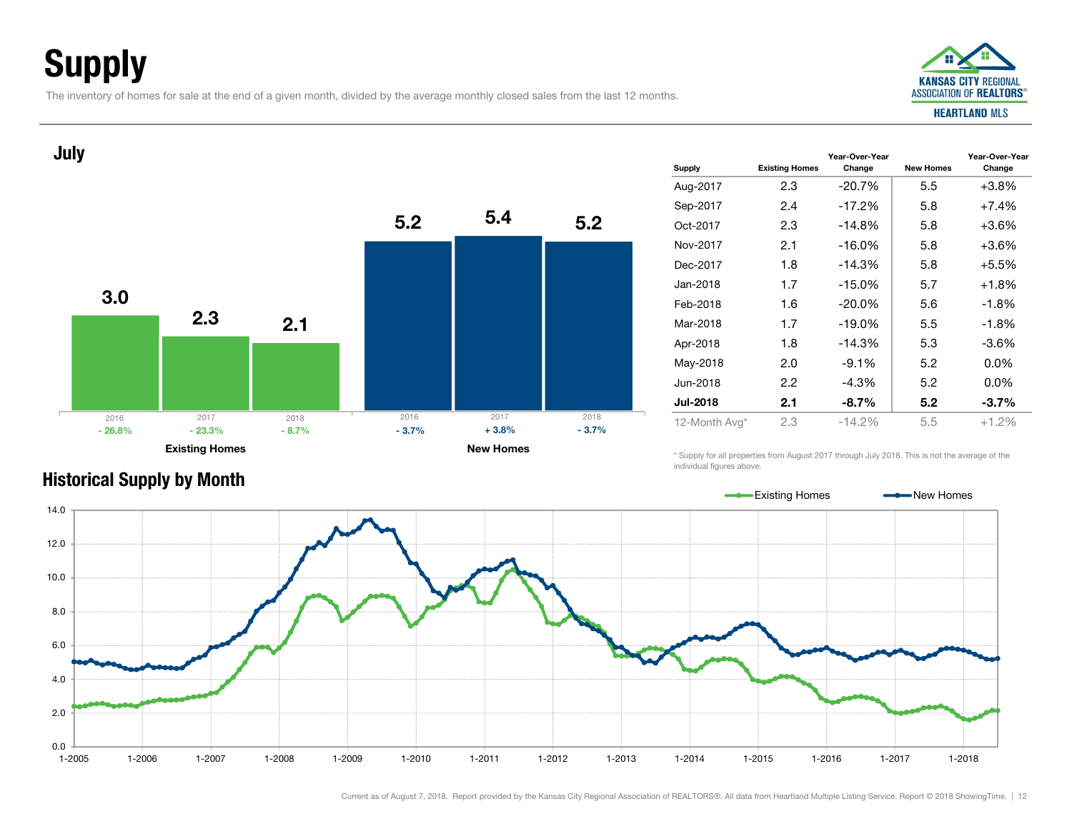# Supply

The inventory of homes for sale at the end of a given month, divided by the average monthly closed sales from the last 12 months.

## July

| | 2016 | 2017 | 2018 |
|---|---|---|---|
| Existing Homes | 3.0 | 2.3 | 2.1 |
| Change | - 26.8% | - 23.3% | - 8.7% |
| New Homes | 5.2 | 5.4 | 5.2 |
| Change | - 3.7% | + 3.8% | - 3.7% |

| Supply | Existing Homes | Year-Over-Year Change | New Homes | Year-Over-Year Change |
|---|---|---|---|---|
| Aug-2017 | 2.3 | -20.7% | 5.5 | +3.8% |
| Sep-2017 | 2.4 | -17.2% | 5.8 | +7.4% |
| Oct-2017 | 2.3 | -14.8% | 5.8 | +3.6% |
| Nov-2017 | 2.1 | -16.0% | 5.8 | +3.6% |
| Dec-2017 | 1.8 | -14.3% | 5.8 | +5.5% |
| Jan-2018 | 1.7 | -15.0% | 5.7 | +1.8% |
| Feb-2018 | 1.6 | -20.0% | 5.6 | -1.8% |
| Mar-2018 | 1.7 | -19.0% | 5.5 | -1.8% |
| Apr-2018 | 1.8 | -14.3% | 5.3 | -3.6% |
| May-2018 | 2.0 | -9.1% | 5.2 | 0.0% |
| Jun-2018 | 2.2 | -4.3% | 5.2 | 0.0% |
| **Jul-2018** | **2.1** | **-8.7%** | **5.2** | **-3.7%** |
| 12-Month Avg* | 2.3 | -14.2% | 5.5 | +1.2% |

\* Supply for all properties from August 2017 through July 2018. This is not the average of the individual figures above.

## Historical Supply by Month

Existing Homes / New Homes

Current as of August 7, 2018. Report provided by the Kansas City Regional Association of REALTORS®. All data from Heartland Multiple Listing Service. Report © 2018 ShowingTime.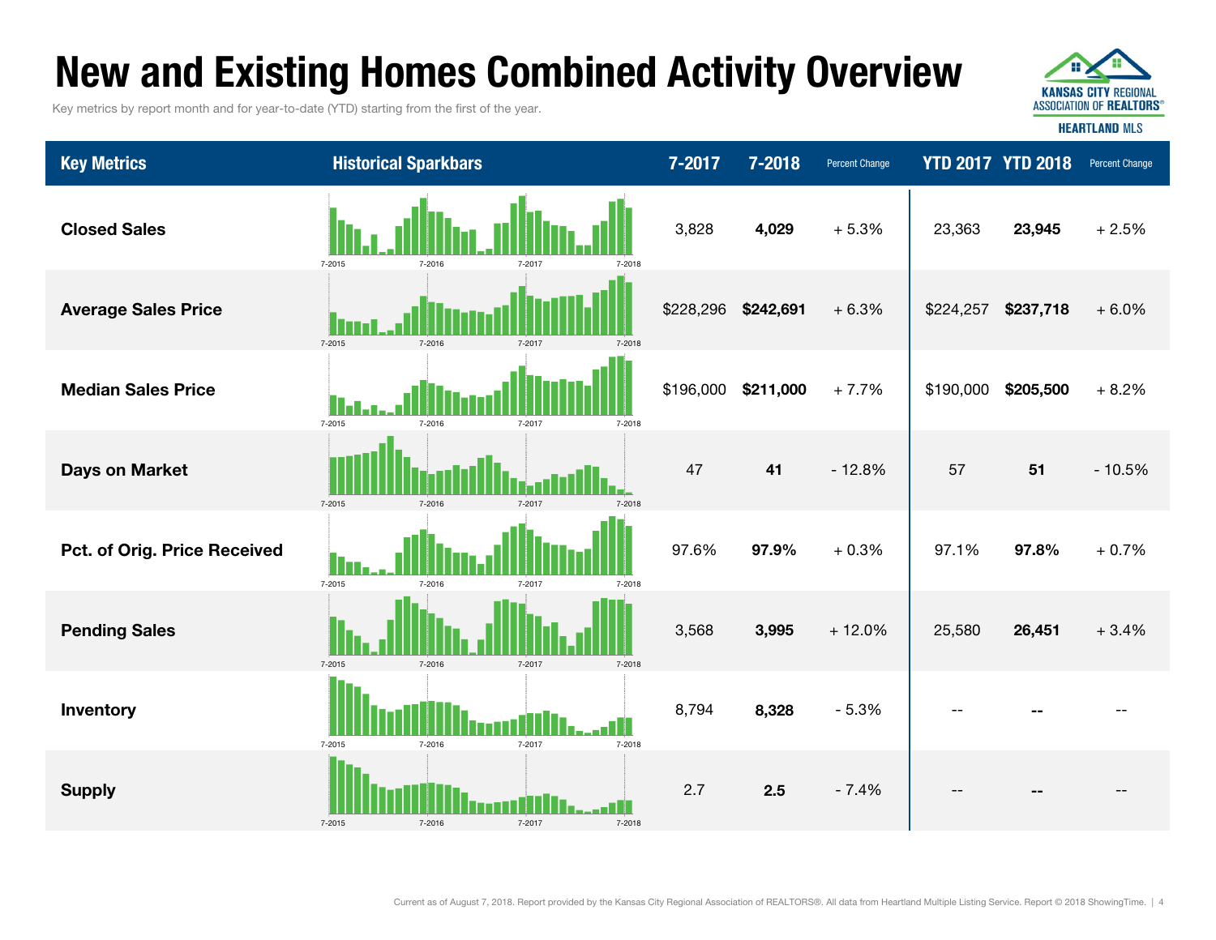# New and Existing Homes Combined Activity Overview

Key metrics by report month and for year-to-date (YTD) starting from the first of the year.

KANSAS CITY REGIONAL ASSOCIATION OF REALTORS®
HEARTLAND MLS

| Key Metrics | Historical Sparkbars | 7-2017 | 7-2018 | Percent Change | YTD 2017 | YTD 2018 | Percent Change |
|---|---|---|---|---|---|---|---|
| **Closed Sales** | 7-2015 7-2016 7-2017 7-2018 | 3,828 | **4,029** | + 5.3% | 23,363 | **23,945** | + 2.5% |
| **Average Sales Price** | 7-2015 7-2016 7-2017 7-2018 | $228,296 | **$242,691** | + 6.3% | $224,257 | **$237,718** | + 6.0% |
| **Median Sales Price** | 7-2015 7-2016 7-2017 7-2018 | $196,000 | **$211,000** | + 7.7% | $190,000 | **$205,500** | + 8.2% |
| **Days on Market** | 7-2015 7-2016 7-2017 7-2018 | 47 | **41** | - 12.8% | 57 | **51** | - 10.5% |
| **Pct. of Orig. Price Received** | 7-2015 7-2016 7-2017 7-2018 | 97.6% | **97.9%** | + 0.3% | 97.1% | **97.8%** | + 0.7% |
| **Pending Sales** | 7-2015 7-2016 7-2017 7-2018 | 3,568 | **3,995** | + 12.0% | 25,580 | **26,451** | + 3.4% |
| **Inventory** | 7-2015 7-2016 7-2017 7-2018 | 8,794 | **8,328** | - 5.3% | -- | **--** | -- |
| **Supply** | 7-2015 7-2016 7-2017 7-2018 | 2.7 | **2.5** | - 7.4% | -- | **--** | -- |

Current as of August 7, 2018. Report provided by the Kansas City Regional Association of REALTORS®. All data from Heartland Multiple Listing Service. Report © 2018 ShowingTime.